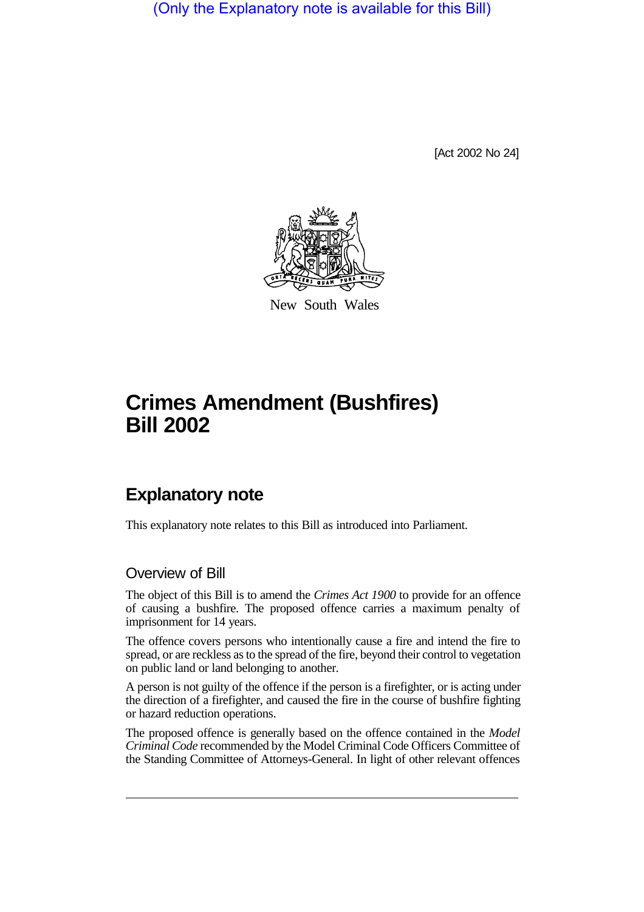(Only the Explanatory note is available for this Bill)

[Act 2002 No 24]

New South Wales

# Crimes Amendment (Bushfires) Bill 2002

## Explanatory note

This explanatory note relates to this Bill as introduced into Parliament.

### Overview of Bill

The object of this Bill is to amend the *Crimes Act 1900* to provide for an offence of causing a bushfire. The proposed offence carries a maximum penalty of imprisonment for 14 years.

The offence covers persons who intentionally cause a fire and intend the fire to spread, or are reckless as to the spread of the fire, beyond their control to vegetation on public land or land belonging to another.

A person is not guilty of the offence if the person is a firefighter, or is acting under the direction of a firefighter, and caused the fire in the course of bushfire fighting or hazard reduction operations.

The proposed offence is generally based on the offence contained in the *Model Criminal Code* recommended by the Model Criminal Code Officers Committee of the Standing Committee of Attorneys-General. In light of other relevant offences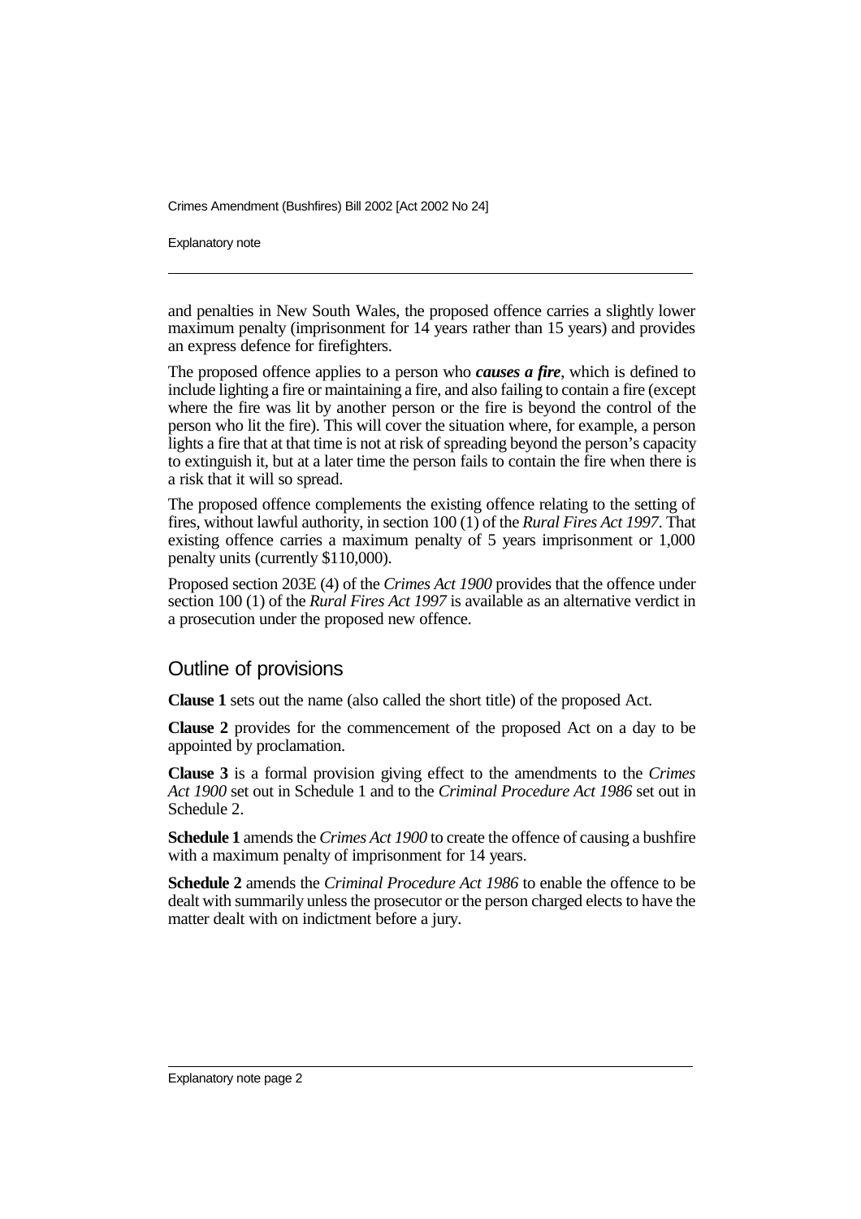and penalties in New South Wales, the proposed offence carries a slightly lower maximum penalty (imprisonment for 14 years rather than 15 years) and provides an express defence for firefighters.

The proposed offence applies to a person who ***causes a fire***, which is defined to include lighting a fire or maintaining a fire, and also failing to contain a fire (except where the fire was lit by another person or the fire is beyond the control of the person who lit the fire). This will cover the situation where, for example, a person lights a fire that at that time is not at risk of spreading beyond the person's capacity to extinguish it, but at a later time the person fails to contain the fire when there is a risk that it will so spread.

The proposed offence complements the existing offence relating to the setting of fires, without lawful authority, in section 100 (1) of the *Rural Fires Act 1997*. That existing offence carries a maximum penalty of 5 years imprisonment or 1,000 penalty units (currently $110,000).

Proposed section 203E (4) of the *Crimes Act 1900* provides that the offence under section 100 (1) of the *Rural Fires Act 1997* is available as an alternative verdict in a prosecution under the proposed new offence.

## Outline of provisions

**Clause 1** sets out the name (also called the short title) of the proposed Act.

**Clause 2** provides for the commencement of the proposed Act on a day to be appointed by proclamation.

**Clause 3** is a formal provision giving effect to the amendments to the *Crimes Act 1900* set out in Schedule 1 and to the *Criminal Procedure Act 1986* set out in Schedule 2.

**Schedule 1** amends the *Crimes Act 1900* to create the offence of causing a bushfire with a maximum penalty of imprisonment for 14 years.

**Schedule 2** amends the *Criminal Procedure Act 1986* to enable the offence to be dealt with summarily unless the prosecutor or the person charged elects to have the matter dealt with on indictment before a jury.